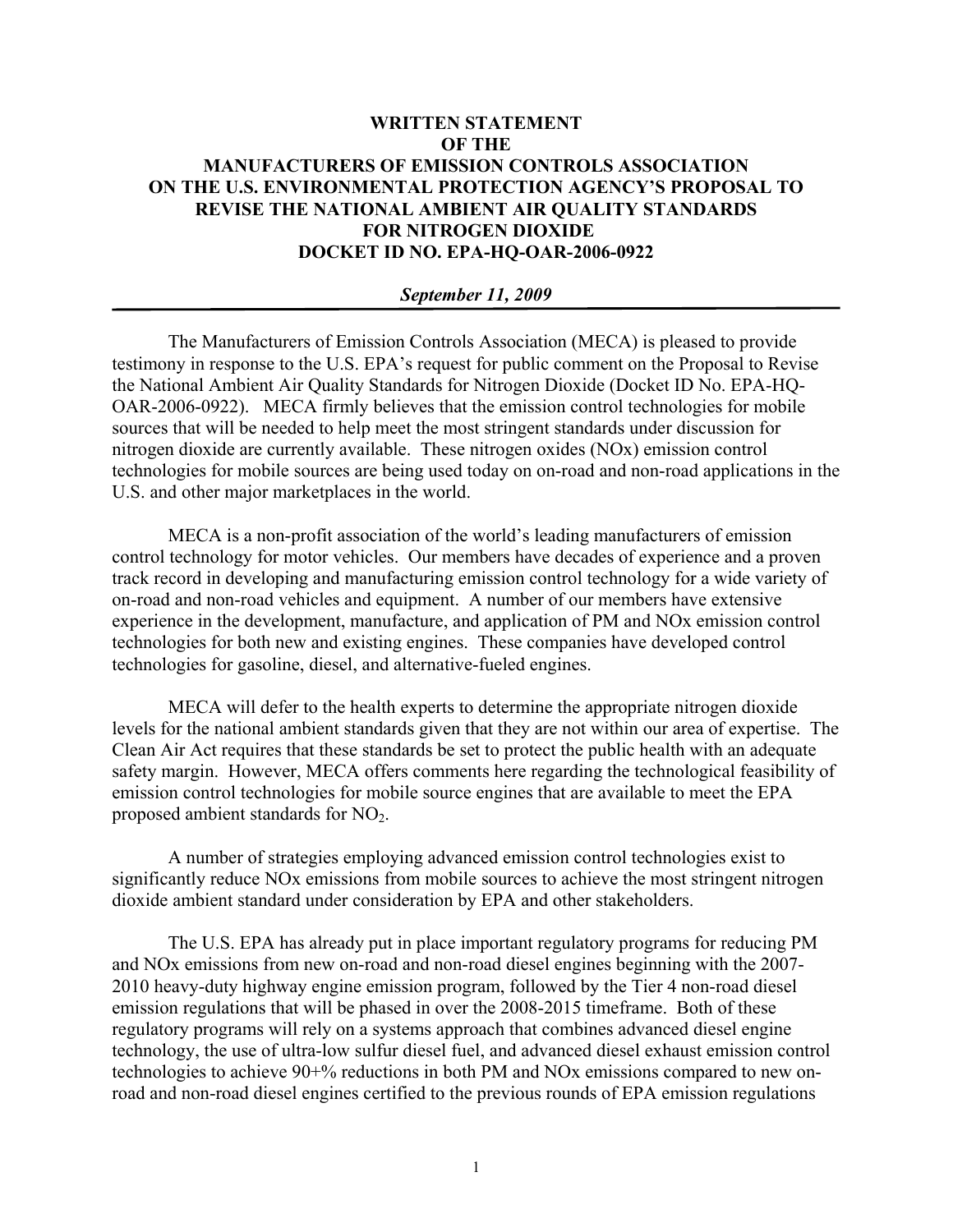# WRITTEN STATEMENT OF THE MANUFACTURERS OF EMISSION CONTROLS ASSOCIATION ON THE U.S. ENVIRONMENTAL PROTECTION AGENCY'S PROPOSAL TO REVISE THE NATIONAL AMBIENT AIR QUALITY STANDARDS FOR NITROGEN DIOXIDE DOCKET ID NO. EPA-HQ-OAR-2006-0922

***September 11, 2009***

---

The Manufacturers of Emission Controls Association (MECA) is pleased to provide testimony in response to the U.S. EPA's request for public comment on the Proposal to Revise the National Ambient Air Quality Standards for Nitrogen Dioxide (Docket ID No. EPA-HQ-OAR-2006-0922). MECA firmly believes that the emission control technologies for mobile sources that will be needed to help meet the most stringent standards under discussion for nitrogen dioxide are currently available. These nitrogen oxides (NOx) emission control technologies for mobile sources are being used today on on-road and non-road applications in the U.S. and other major marketplaces in the world.

MECA is a non-profit association of the world's leading manufacturers of emission control technology for motor vehicles. Our members have decades of experience and a proven track record in developing and manufacturing emission control technology for a wide variety of on-road and non-road vehicles and equipment. A number of our members have extensive experience in the development, manufacture, and application of PM and NOx emission control technologies for both new and existing engines. These companies have developed control technologies for gasoline, diesel, and alternative-fueled engines.

MECA will defer to the health experts to determine the appropriate nitrogen dioxide levels for the national ambient standards given that they are not within our area of expertise. The Clean Air Act requires that these standards be set to protect the public health with an adequate safety margin. However, MECA offers comments here regarding the technological feasibility of emission control technologies for mobile source engines that are available to meet the EPA proposed ambient standards for $NO_2$.

A number of strategies employing advanced emission control technologies exist to significantly reduce NOx emissions from mobile sources to achieve the most stringent nitrogen dioxide ambient standard under consideration by EPA and other stakeholders.

The U.S. EPA has already put in place important regulatory programs for reducing PM and NOx emissions from new on-road and non-road diesel engines beginning with the 2007-2010 heavy-duty highway engine emission program, followed by the Tier 4 non-road diesel emission regulations that will be phased in over the 2008-2015 timeframe. Both of these regulatory programs will rely on a systems approach that combines advanced diesel engine technology, the use of ultra-low sulfur diesel fuel, and advanced diesel exhaust emission control technologies to achieve 90+% reductions in both PM and NOx emissions compared to new on-road and non-road diesel engines certified to the previous rounds of EPA emission regulations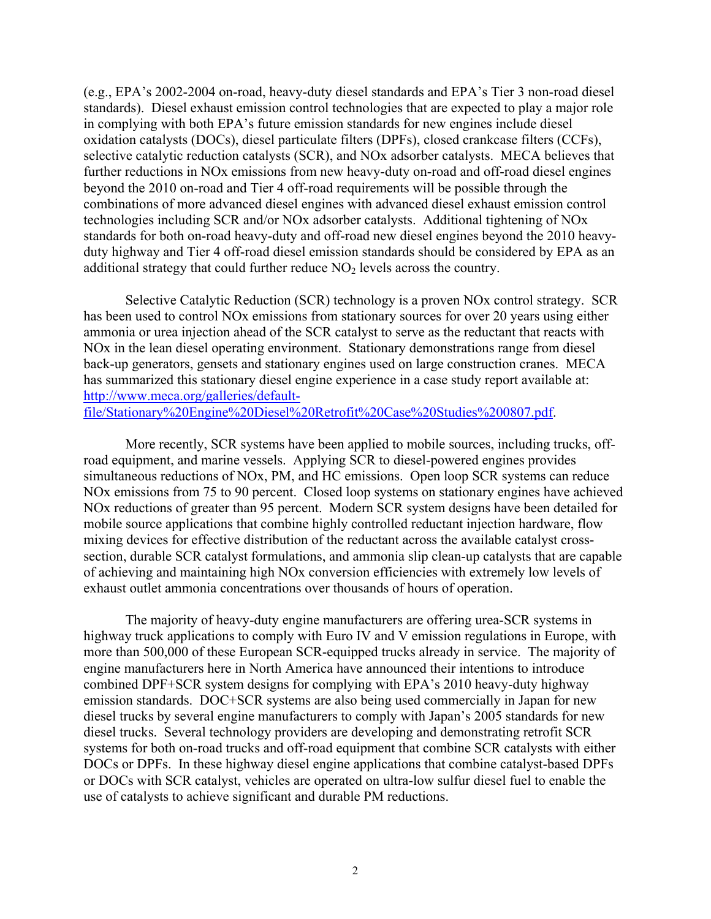(e.g., EPA's 2002-2004 on-road, heavy-duty diesel standards and EPA's Tier 3 non-road diesel standards). Diesel exhaust emission control technologies that are expected to play a major role in complying with both EPA's future emission standards for new engines include diesel oxidation catalysts (DOCs), diesel particulate filters (DPFs), closed crankcase filters (CCFs), selective catalytic reduction catalysts (SCR), and NOx adsorber catalysts. MECA believes that further reductions in NOx emissions from new heavy-duty on-road and off-road diesel engines beyond the 2010 on-road and Tier 4 off-road requirements will be possible through the combinations of more advanced diesel engines with advanced diesel exhaust emission control technologies including SCR and/or NOx adsorber catalysts. Additional tightening of NOx standards for both on-road heavy-duty and off-road new diesel engines beyond the 2010 heavy-duty highway and Tier 4 off-road diesel emission standards should be considered by EPA as an additional strategy that could further reduce $NO_2$ levels across the country.

Selective Catalytic Reduction (SCR) technology is a proven NOx control strategy. SCR has been used to control NOx emissions from stationary sources for over 20 years using either ammonia or urea injection ahead of the SCR catalyst to serve as the reductant that reacts with NOx in the lean diesel operating environment. Stationary demonstrations range from diesel back-up generators, gensets and stationary engines used on large construction cranes. MECA has summarized this stationary diesel engine experience in a case study report available at: [http://www.meca.org/galleries/default-file/Stationary%20Engine%20Diesel%20Retrofit%20Case%20Studies%200807.pdf](http://www.meca.org/galleries/default-file/Stationary%20Engine%20Diesel%20Retrofit%20Case%20Studies%200807.pdf).

More recently, SCR systems have been applied to mobile sources, including trucks, off-road equipment, and marine vessels. Applying SCR to diesel-powered engines provides simultaneous reductions of NOx, PM, and HC emissions. Open loop SCR systems can reduce NOx emissions from 75 to 90 percent. Closed loop systems on stationary engines have achieved NOx reductions of greater than 95 percent. Modern SCR system designs have been detailed for mobile source applications that combine highly controlled reductant injection hardware, flow mixing devices for effective distribution of the reductant across the available catalyst cross-section, durable SCR catalyst formulations, and ammonia slip clean-up catalysts that are capable of achieving and maintaining high NOx conversion efficiencies with extremely low levels of exhaust outlet ammonia concentrations over thousands of hours of operation.

The majority of heavy-duty engine manufacturers are offering urea-SCR systems in highway truck applications to comply with Euro IV and V emission regulations in Europe, with more than 500,000 of these European SCR-equipped trucks already in service. The majority of engine manufacturers here in North America have announced their intentions to introduce combined DPF+SCR system designs for complying with EPA's 2010 heavy-duty highway emission standards. DOC+SCR systems are also being used commercially in Japan for new diesel trucks by several engine manufacturers to comply with Japan's 2005 standards for new diesel trucks. Several technology providers are developing and demonstrating retrofit SCR systems for both on-road trucks and off-road equipment that combine SCR catalysts with either DOCs or DPFs. In these highway diesel engine applications that combine catalyst-based DPFs or DOCs with SCR catalyst, vehicles are operated on ultra-low sulfur diesel fuel to enable the use of catalysts to achieve significant and durable PM reductions.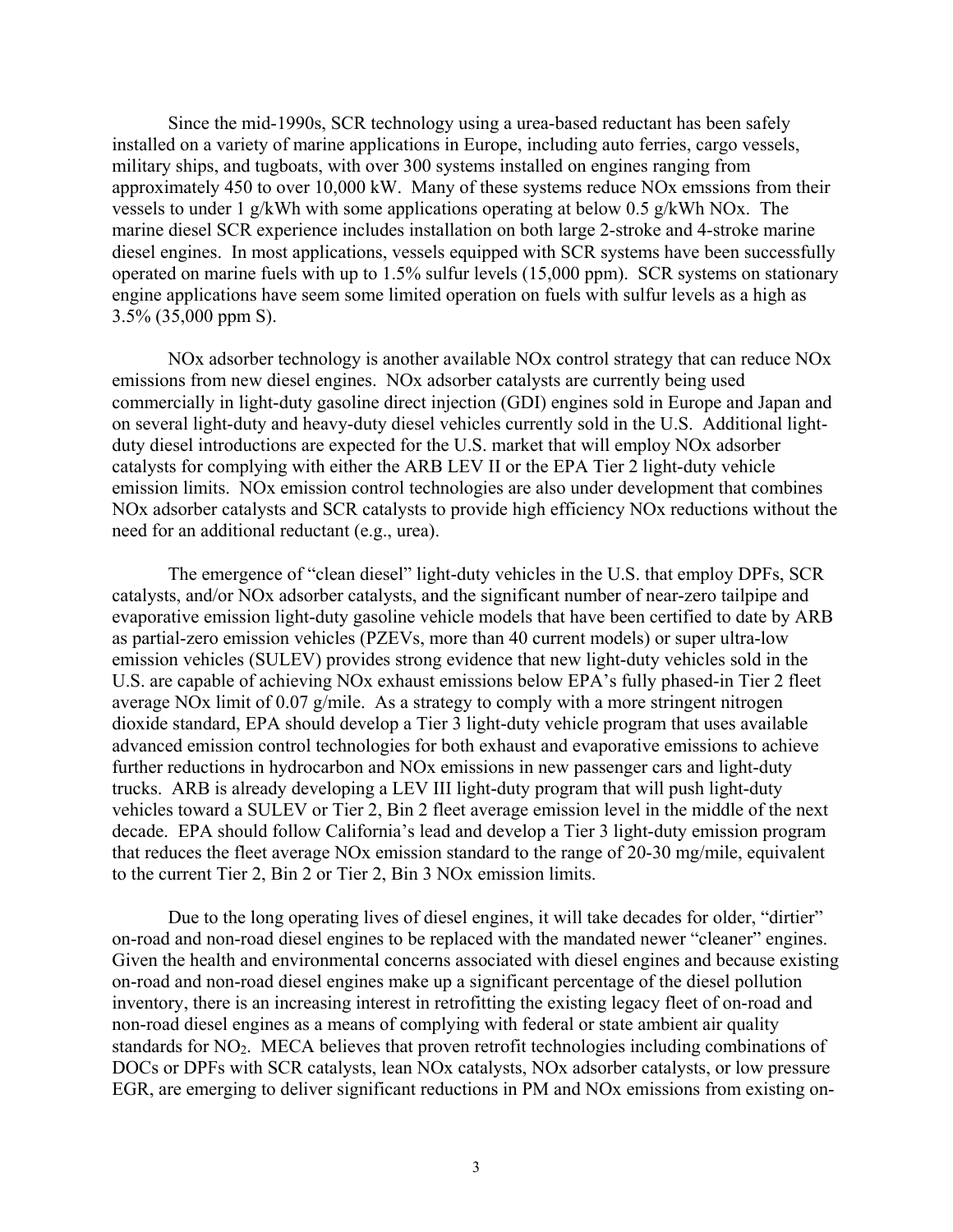Since the mid-1990s, SCR technology using a urea-based reductant has been safely installed on a variety of marine applications in Europe, including auto ferries, cargo vessels, military ships, and tugboats, with over 300 systems installed on engines ranging from approximately 450 to over 10,000 kW. Many of these systems reduce NOx emssions from their vessels to under 1 g/kWh with some applications operating at below 0.5 g/kWh NOx. The marine diesel SCR experience includes installation on both large 2-stroke and 4-stroke marine diesel engines. In most applications, vessels equipped with SCR systems have been successfully operated on marine fuels with up to 1.5% sulfur levels (15,000 ppm). SCR systems on stationary engine applications have seem some limited operation on fuels with sulfur levels as a high as 3.5% (35,000 ppm S).

NOx adsorber technology is another available NOx control strategy that can reduce NOx emissions from new diesel engines. NOx adsorber catalysts are currently being used commercially in light-duty gasoline direct injection (GDI) engines sold in Europe and Japan and on several light-duty and heavy-duty diesel vehicles currently sold in the U.S. Additional light-duty diesel introductions are expected for the U.S. market that will employ NOx adsorber catalysts for complying with either the ARB LEV II or the EPA Tier 2 light-duty vehicle emission limits. NOx emission control technologies are also under development that combines NOx adsorber catalysts and SCR catalysts to provide high efficiency NOx reductions without the need for an additional reductant (e.g., urea).

The emergence of "clean diesel" light-duty vehicles in the U.S. that employ DPFs, SCR catalysts, and/or NOx adsorber catalysts, and the significant number of near-zero tailpipe and evaporative emission light-duty gasoline vehicle models that have been certified to date by ARB as partial-zero emission vehicles (PZEVs, more than 40 current models) or super ultra-low emission vehicles (SULEV) provides strong evidence that new light-duty vehicles sold in the U.S. are capable of achieving NOx exhaust emissions below EPA's fully phased-in Tier 2 fleet average NOx limit of 0.07 g/mile. As a strategy to comply with a more stringent nitrogen dioxide standard, EPA should develop a Tier 3 light-duty vehicle program that uses available advanced emission control technologies for both exhaust and evaporative emissions to achieve further reductions in hydrocarbon and NOx emissions in new passenger cars and light-duty trucks. ARB is already developing a LEV III light-duty program that will push light-duty vehicles toward a SULEV or Tier 2, Bin 2 fleet average emission level in the middle of the next decade. EPA should follow California's lead and develop a Tier 3 light-duty emission program that reduces the fleet average NOx emission standard to the range of 20-30 mg/mile, equivalent to the current Tier 2, Bin 2 or Tier 2, Bin 3 NOx emission limits.

Due to the long operating lives of diesel engines, it will take decades for older, "dirtier" on-road and non-road diesel engines to be replaced with the mandated newer "cleaner" engines. Given the health and environmental concerns associated with diesel engines and because existing on-road and non-road diesel engines make up a significant percentage of the diesel pollution inventory, there is an increasing interest in retrofitting the existing legacy fleet of on-road and non-road diesel engines as a means of complying with federal or state ambient air quality standards for $NO_2$. MECA believes that proven retrofit technologies including combinations of DOCs or DPFs with SCR catalysts, lean NOx catalysts, NOx adsorber catalysts, or low pressure EGR, are emerging to deliver significant reductions in PM and NOx emissions from existing on-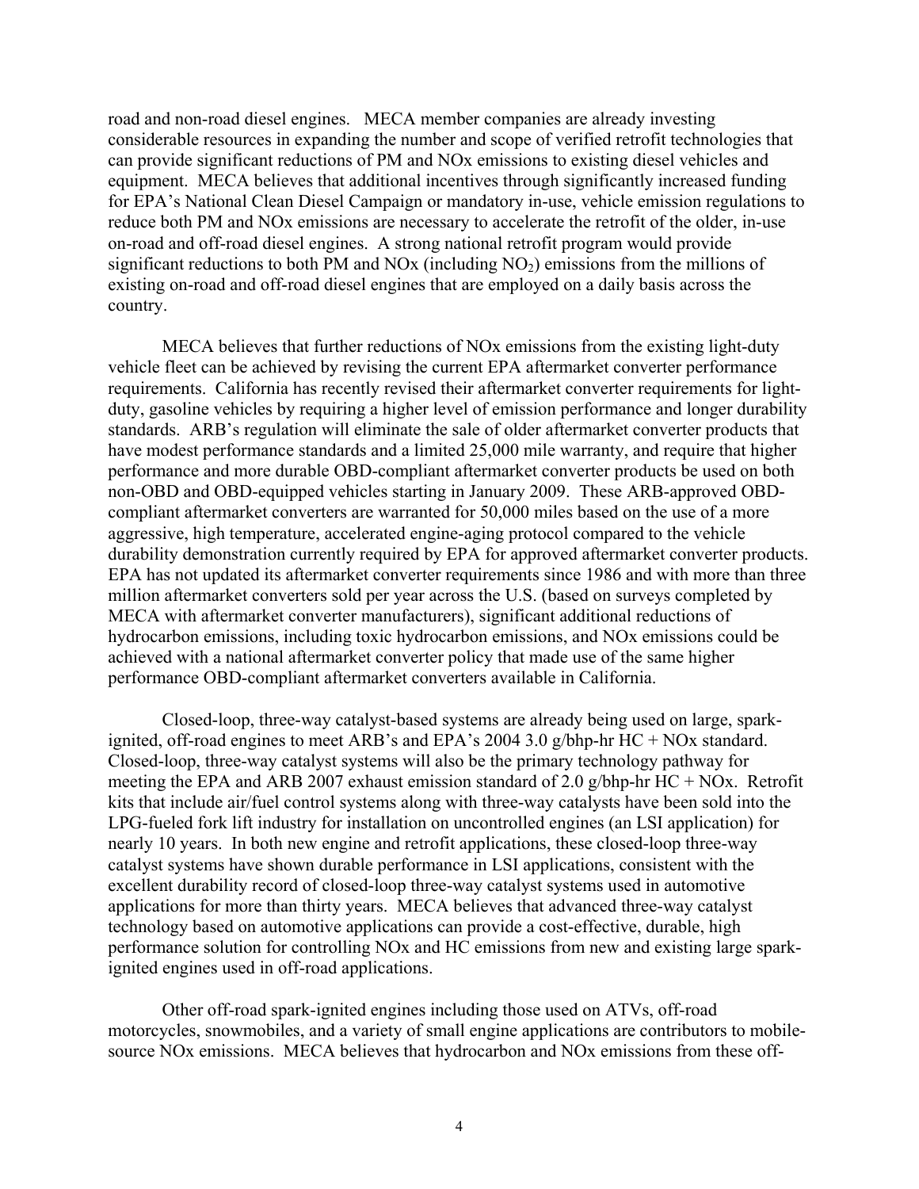road and non-road diesel engines. MECA member companies are already investing considerable resources in expanding the number and scope of verified retrofit technologies that can provide significant reductions of PM and NOx emissions to existing diesel vehicles and equipment. MECA believes that additional incentives through significantly increased funding for EPA's National Clean Diesel Campaign or mandatory in-use, vehicle emission regulations to reduce both PM and NOx emissions are necessary to accelerate the retrofit of the older, in-use on-road and off-road diesel engines. A strong national retrofit program would provide significant reductions to both PM and NOx (including $NO_2$) emissions from the millions of existing on-road and off-road diesel engines that are employed on a daily basis across the country.

MECA believes that further reductions of NOx emissions from the existing light-duty vehicle fleet can be achieved by revising the current EPA aftermarket converter performance requirements. California has recently revised their aftermarket converter requirements for light-duty, gasoline vehicles by requiring a higher level of emission performance and longer durability standards. ARB's regulation will eliminate the sale of older aftermarket converter products that have modest performance standards and a limited 25,000 mile warranty, and require that higher performance and more durable OBD-compliant aftermarket converter products be used on both non-OBD and OBD-equipped vehicles starting in January 2009. These ARB-approved OBD-compliant aftermarket converters are warranted for 50,000 miles based on the use of a more aggressive, high temperature, accelerated engine-aging protocol compared to the vehicle durability demonstration currently required by EPA for approved aftermarket converter products. EPA has not updated its aftermarket converter requirements since 1986 and with more than three million aftermarket converters sold per year across the U.S. (based on surveys completed by MECA with aftermarket converter manufacturers), significant additional reductions of hydrocarbon emissions, including toxic hydrocarbon emissions, and NOx emissions could be achieved with a national aftermarket converter policy that made use of the same higher performance OBD-compliant aftermarket converters available in California.

Closed-loop, three-way catalyst-based systems are already being used on large, spark-ignited, off-road engines to meet ARB's and EPA's 2004 3.0 g/bhp-hr HC + NOx standard. Closed-loop, three-way catalyst systems will also be the primary technology pathway for meeting the EPA and ARB 2007 exhaust emission standard of 2.0 g/bhp-hr HC + NOx. Retrofit kits that include air/fuel control systems along with three-way catalysts have been sold into the LPG-fueled fork lift industry for installation on uncontrolled engines (an LSI application) for nearly 10 years. In both new engine and retrofit applications, these closed-loop three-way catalyst systems have shown durable performance in LSI applications, consistent with the excellent durability record of closed-loop three-way catalyst systems used in automotive applications for more than thirty years. MECA believes that advanced three-way catalyst technology based on automotive applications can provide a cost-effective, durable, high performance solution for controlling NOx and HC emissions from new and existing large spark-ignited engines used in off-road applications.

Other off-road spark-ignited engines including those used on ATVs, off-road motorcycles, snowmobiles, and a variety of small engine applications are contributors to mobile-source NOx emissions. MECA believes that hydrocarbon and NOx emissions from these off-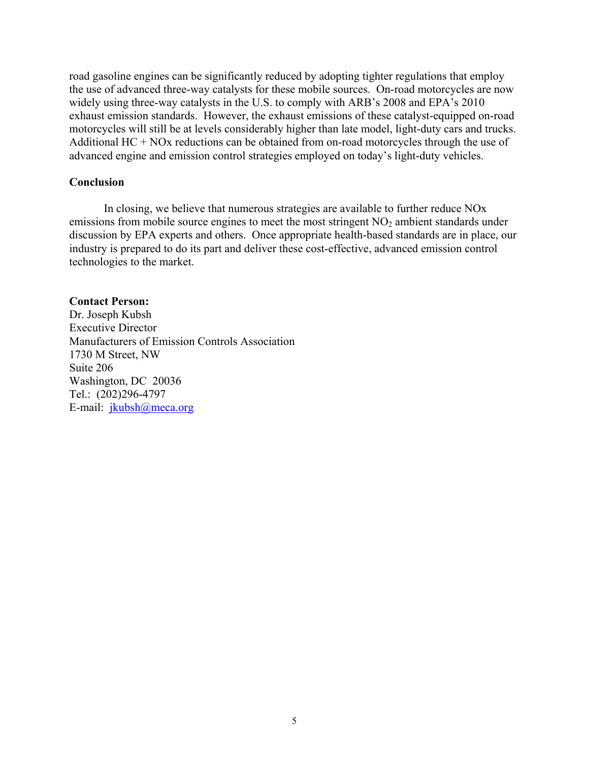road gasoline engines can be significantly reduced by adopting tighter regulations that employ the use of advanced three-way catalysts for these mobile sources. On-road motorcycles are now widely using three-way catalysts in the U.S. to comply with ARB's 2008 and EPA's 2010 exhaust emission standards. However, the exhaust emissions of these catalyst-equipped on-road motorcycles will still be at levels considerably higher than late model, light-duty cars and trucks. Additional HC + NOx reductions can be obtained from on-road motorcycles through the use of advanced engine and emission control strategies employed on today's light-duty vehicles.

**Conclusion**

In closing, we believe that numerous strategies are available to further reduce NOx emissions from mobile source engines to meet the most stringent $NO_2$ ambient standards under discussion by EPA experts and others. Once appropriate health-based standards are in place, our industry is prepared to do its part and deliver these cost-effective, advanced emission control technologies to the market.

**Contact Person:**
Dr. Joseph Kubsh
Executive Director
Manufacturers of Emission Controls Association
1730 M Street, NW
Suite 206
Washington, DC 20036
Tel.: (202)296-4797
E-mail: jkubsh@meca.org